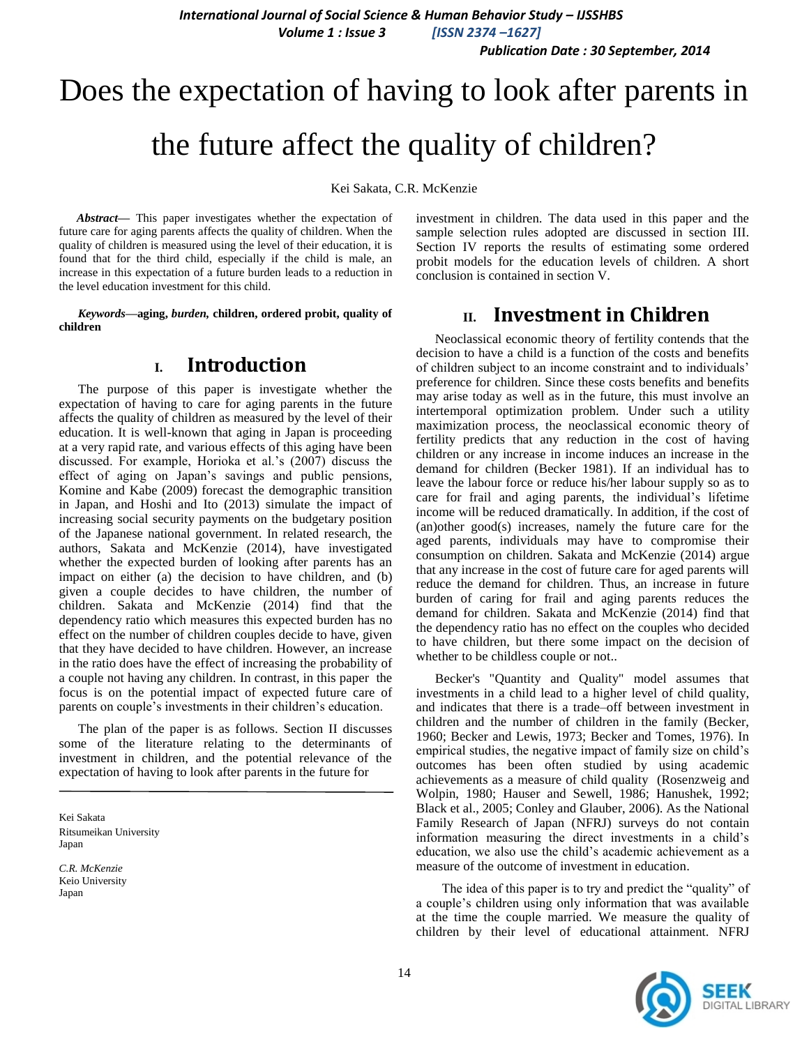# Does the expectation of having to look after parents in the future affect the quality of children?

Kei Sakata, C.R. McKenzie

***Abstract*— This paper investigates whether the expectation of future care for aging parents affects the quality of children. When the quality of children is measured using the level of their education, it is found that for the third child, especially if the child is male, an increase in this expectation of a future burden leads to a reduction in the level education investment for this child.**

***Keywords*—aging, *burden*, children, ordered probit, quality of children**

## I. Introduction

The purpose of this paper is investigate whether the expectation of having to care for aging parents in the future affects the quality of children as measured by the level of their education. It is well-known that aging in Japan is proceeding at a very rapid rate, and various effects of this aging have been discussed. For example, Horioka et al.'s (2007) discuss the effect of aging on Japan's savings and public pensions, Komine and Kabe (2009) forecast the demographic transition in Japan, and Hoshi and Ito (2013) simulate the impact of increasing social security payments on the budgetary position of the Japanese national government. In related research, the authors, Sakata and McKenzie (2014), have investigated whether the expected burden of looking after parents has an impact on either (a) the decision to have children, and (b) given a couple decides to have children, the number of children. Sakata and McKenzie (2014) find that the dependency ratio which measures this expected burden has no effect on the number of children couples decide to have, given that they have decided to have children. However, an increase in the ratio does have the effect of increasing the probability of a couple not having any children. In contrast, in this paper the focus is on the potential impact of expected future care of parents on couple's investments in their children's education.

The plan of the paper is as follows. Section II discusses some of the literature relating to the determinants of investment in children, and the potential relevance of the expectation of having to look after parents in the future for investment in children. The data used in this paper and the sample selection rules adopted are discussed in section III. Section IV reports the results of estimating some ordered probit models for the education levels of children. A short conclusion is contained in section V.

Kei Sakata
Ritsumeikan University
Japan

*C.R. McKenzie*
Keio University
Japan

## II. Investment in Children

Neoclassical economic theory of fertility contends that the decision to have a child is a function of the costs and benefits of children subject to an income constraint and to individuals' preference for children. Since these costs benefits and benefits may arise today as well as in the future, this must involve an intertemporal optimization problem. Under such a utility maximization process, the neoclassical economic theory of fertility predicts that any reduction in the cost of having children or any increase in income induces an increase in the demand for children (Becker 1981). If an individual has to leave the labour force or reduce his/her labour supply so as to care for frail and aging parents, the individual's lifetime income will be reduced dramatically. In addition, if the cost of (an)other good(s) increases, namely the future care for the aged parents, individuals may have to compromise their consumption on children. Sakata and McKenzie (2014) argue that any increase in the cost of future care for aged parents will reduce the demand for children. Thus, an increase in future burden of caring for frail and aging parents reduces the demand for children. Sakata and McKenzie (2014) find that the dependency ratio has no effect on the couples who decided to have children, but there some impact on the decision of whether to be childless couple or not..

Becker's "Quantity and Quality" model assumes that investments in a child lead to a higher level of child quality, and indicates that there is a trade–off between investment in children and the number of children in the family (Becker, 1960; Becker and Lewis, 1973; Becker and Tomes, 1976). In empirical studies, the negative impact of family size on child's outcomes has been often studied by using academic achievements as a measure of child quality (Rosenzweig and Wolpin, 1980; Hauser and Sewell, 1986; Hanushek, 1992; Black et al., 2005; Conley and Glauber, 2006). As the National Family Research of Japan (NFRJ) surveys do not contain information measuring the direct investments in a child's education, we also use the child's academic achievement as a measure of the outcome of investment in education.

The idea of this paper is to try and predict the "quality" of a couple's children using only information that was available at the time the couple married. We measure the quality of children by their level of educational attainment. NFRJ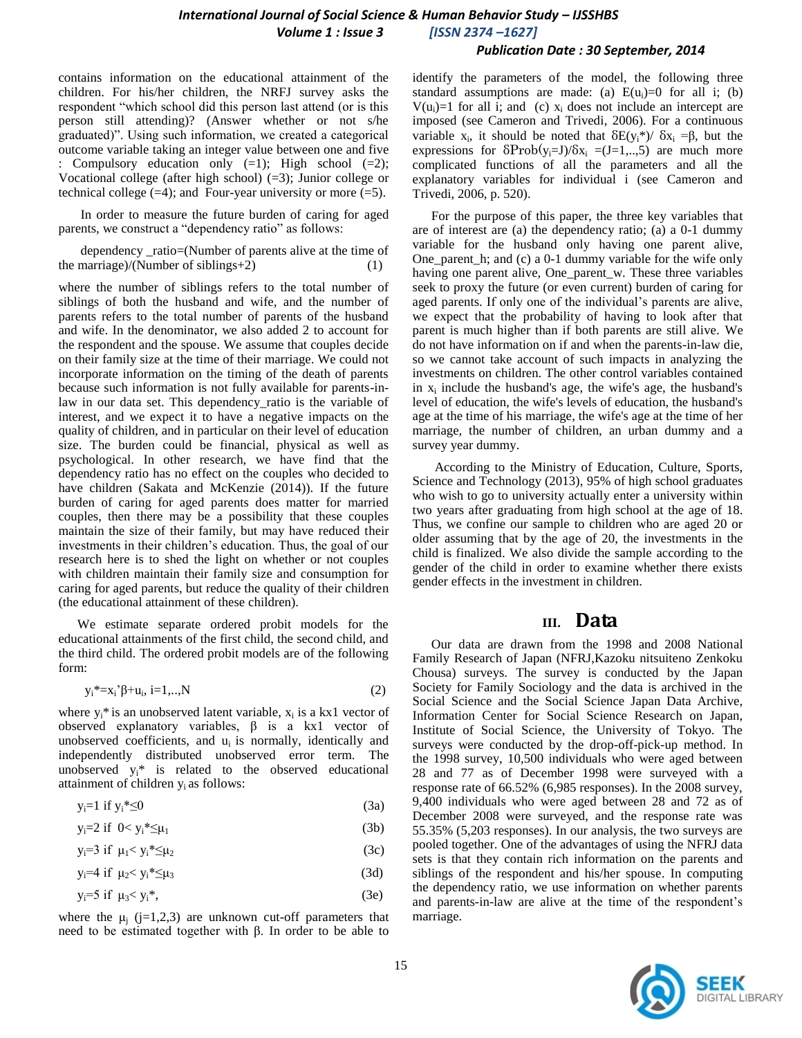contains information on the educational attainment of the children. For his/her children, the NRFJ survey asks the respondent "which school did this person last attend (or is this person still attending)? (Answer whether or not s/he graduated)". Using such information, we created a categorical outcome variable taking an integer value between one and five : Compulsory education only (=1); High school (=2); Vocational college (after high school) (=3); Junior college or technical college (=4); and Four-year university or more (=5).

In order to measure the future burden of caring for aged parents, we construct a "dependency ratio" as follows:

dependency _ratio=(Number of parents alive at the time of the marriage)/(Number of siblings+2) (1)

where the number of siblings refers to the total number of siblings of both the husband and wife, and the number of parents refers to the total number of parents of the husband and wife. In the denominator, we also added 2 to account for the respondent and the spouse. We assume that couples decide on their family size at the time of their marriage. We could not incorporate information on the timing of the death of parents because such information is not fully available for parents-in-law in our data set. This dependency_ratio is the variable of interest, and we expect it to have a negative impacts on the quality of children, and in particular on their level of education size. The burden could be financial, physical as well as psychological. In other research, we have find that the dependency ratio has no effect on the couples who decided to have children (Sakata and McKenzie (2014)). If the future burden of caring for aged parents does matter for married couples, then there may be a possibility that these couples maintain the size of their family, but may have reduced their investments in their children's education. Thus, the goal of our research here is to shed the light on whether or not couples with children maintain their family size and consumption for caring for aged parents, but reduce the quality of their children (the educational attainment of these children).

We estimate separate ordered probit models for the educational attainments of the first child, the second child, and the third child. The ordered probit models are of the following form:

$$y_i^* = x_i'\beta + u_i,\ i=1,..,N \tag{2}$$

where $y_i^*$ is an unobserved latent variable, $x_i$ is a kx1 vector of observed explanatory variables, $\beta$ is a kx1 vector of unobserved coefficients, and $u_i$ is normally, identically and independently distributed unobserved error term. The unobserved $y_i^*$ is related to the observed educational attainment of children $y_i$ as follows:

$$y_i=1 \text{ if } y_i^* \leq 0 \tag{3a}$$

$$y_i=2 \text{ if } 0 < y_i^* \leq \mu_1 \tag{3b}$$

$$y_i=3 \text{ if } \mu_1 < y_i^* \leq \mu_2 \tag{3c}$$

$$y_i=4 \text{ if } \mu_2 < y_i^* \leq \mu_3 \tag{3d}$$

$$y_i=5 \text{ if } \mu_3 < y_i^*, \tag{3e}$$

where the $\mu_j$ (j=1,2,3) are unknown cut-off parameters that need to be estimated together with $\beta$. In order to be able to identify the parameters of the model, the following three standard assumptions are made: (a) $E(u_i)=0$ for all i; (b) $V(u_i)=1$ for all i; and (c) $x_i$ does not include an intercept are imposed (see Cameron and Trivedi, 2006). For a continuous variable $x_i$, it should be noted that $\delta E(y_i^*)/\ \delta x_i = \beta$, but the expressions for $\delta \text{Prob}(y_i=J)/\delta x_i$ =(J=1,..,5) are much more complicated functions of all the parameters and all the explanatory variables for individual i (see Cameron and Trivedi, 2006, p. 520).

For the purpose of this paper, the three key variables that are of interest are (a) the dependency ratio; (a) a 0-1 dummy variable for the husband only having one parent alive, One_parent_h; and (c) a 0-1 dummy variable for the wife only having one parent alive, One_parent_w. These three variables seek to proxy the future (or even current) burden of caring for aged parents. If only one of the individual's parents are alive, we expect that the probability of having to look after that parent is much higher than if both parents are still alive. We do not have information on if and when the parents-in-law die, so we cannot take account of such impacts in analyzing the investments on children. The other control variables contained in $x_i$ include the husband's age, the wife's age, the husband's level of education, the wife's levels of education, the husband's age at the time of his marriage, the wife's age at the time of her marriage, the number of children, an urban dummy and a survey year dummy.

According to the Ministry of Education, Culture, Sports, Science and Technology (2013), 95% of high school graduates who wish to go to university actually enter a university within two years after graduating from high school at the age of 18. Thus, we confine our sample to children who are aged 20 or older assuming that by the age of 20, the investments in the child is finalized. We also divide the sample according to the gender of the child in order to examine whether there exists gender effects in the investment in children.

## III. Data

Our data are drawn from the 1998 and 2008 National Family Research of Japan (NFRJ,Kazoku nitsuiteno Zenkoku Chousa) surveys. The survey is conducted by the Japan Society for Family Sociology and the data is archived in the Social Science and the Social Science Japan Data Archive, Information Center for Social Science Research on Japan, Institute of Social Science, the University of Tokyo. The surveys were conducted by the drop-off-pick-up method. In the 1998 survey, 10,500 individuals who were aged between 28 and 77 as of December 1998 were surveyed with a response rate of 66.52% (6,985 responses). In the 2008 survey, 9,400 individuals who were aged between 28 and 72 as of December 2008 were surveyed, and the response rate was 55.35% (5,203 responses). In our analysis, the two surveys are pooled together. One of the advantages of using the NFRJ data sets is that they contain rich information on the parents and siblings of the respondent and his/her spouse. In computing the dependency ratio, we use information on whether parents and parents-in-law are alive at the time of the respondent's marriage.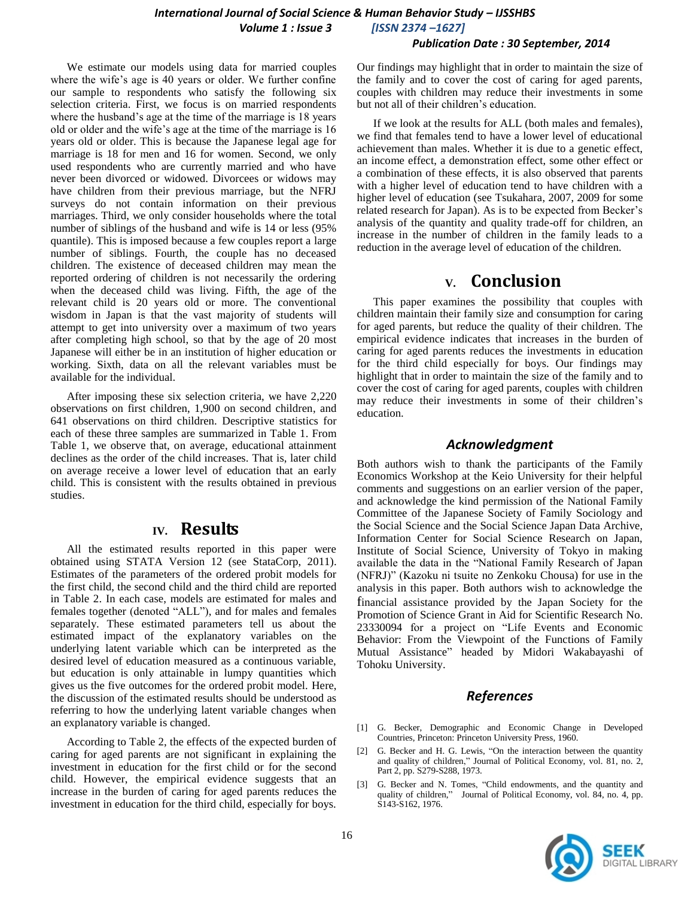We estimate our models using data for married couples where the wife's age is 40 years or older. We further confine our sample to respondents who satisfy the following six selection criteria. First, we focus is on married respondents where the husband's age at the time of the marriage is 18 years old or older and the wife's age at the time of the marriage is 16 years old or older. This is because the Japanese legal age for marriage is 18 for men and 16 for women. Second, we only used respondents who are currently married and who have never been divorced or widowed. Divorcees or widows may have children from their previous marriage, but the NFRJ surveys do not contain information on their previous marriages. Third, we only consider households where the total number of siblings of the husband and wife is 14 or less (95% quantile). This is imposed because a few couples report a large number of siblings. Fourth, the couple has no deceased children. The existence of deceased children may mean the reported ordering of children is not necessarily the ordering when the deceased child was living. Fifth, the age of the relevant child is 20 years old or more. The conventional wisdom in Japan is that the vast majority of students will attempt to get into university over a maximum of two years after completing high school, so that by the age of 20 most Japanese will either be in an institution of higher education or working. Sixth, data on all the relevant variables must be available for the individual.

After imposing these six selection criteria, we have 2,220 observations on first children, 1,900 on second children, and 641 observations on third children. Descriptive statistics for each of these three samples are summarized in Table 1. From Table 1, we observe that, on average, educational attainment declines as the order of the child increases. That is, later child on average receive a lower level of education that an early child. This is consistent with the results obtained in previous studies.

## IV. Results

All the estimated results reported in this paper were obtained using STATA Version 12 (see StataCorp, 2011). Estimates of the parameters of the ordered probit models for the first child, the second child and the third child are reported in Table 2. In each case, models are estimated for males and females together (denoted "ALL"), and for males and females separately. These estimated parameters tell us about the estimated impact of the explanatory variables on the underlying latent variable which can be interpreted as the desired level of education measured as a continuous variable, but education is only attainable in lumpy quantities which gives us the five outcomes for the ordered probit model. Here, the discussion of the estimated results should be understood as referring to how the underlying latent variable changes when an explanatory variable is changed.

According to Table 2, the effects of the expected burden of caring for aged parents are not significant in explaining the investment in education for the first child or for the second child. However, the empirical evidence suggests that an increase in the burden of caring for aged parents reduces the investment in education for the third child, especially for boys. Our findings may highlight that in order to maintain the size of the family and to cover the cost of caring for aged parents, couples with children may reduce their investments in some but not all of their children's education.

If we look at the results for ALL (both males and females), we find that females tend to have a lower level of educational achievement than males. Whether it is due to a genetic effect, an income effect, a demonstration effect, some other effect or a combination of these effects, it is also observed that parents with a higher level of education tend to have children with a higher level of education (see Tsukahara, 2007, 2009 for some related research for Japan). As is to be expected from Becker's analysis of the quantity and quality trade-off for children, an increase in the number of children in the family leads to a reduction in the average level of education of the children.

## V. Conclusion

This paper examines the possibility that couples with children maintain their family size and consumption for caring for aged parents, but reduce the quality of their children. The empirical evidence indicates that increases in the burden of caring for aged parents reduces the investments in education for the third child especially for boys. Our findings may highlight that in order to maintain the size of the family and to cover the cost of caring for aged parents, couples with children may reduce their investments in some of their children's education.

### *Acknowledgment*

Both authors wish to thank the participants of the Family Economics Workshop at the Keio University for their helpful comments and suggestions on an earlier version of the paper, and acknowledge the kind permission of the National Family Committee of the Japanese Society of Family Sociology and the Social Science and the Social Science Japan Data Archive, Information Center for Social Science Research on Japan, Institute of Social Science, University of Tokyo in making available the data in the "National Family Research of Japan (NFRJ)" (Kazoku ni tsuite no Zenkoku Chousa) for use in the analysis in this paper. Both authors wish to acknowledge the financial assistance provided by the Japan Society for the Promotion of Science Grant in Aid for Scientific Research No. 23330094 for a project on "Life Events and Economic Behavior: From the Viewpoint of the Functions of Family Mutual Assistance" headed by Midori Wakabayashi of Tohoku University.

### *References*

[1] G. Becker, Demographic and Economic Change in Developed Countries, Princeton: Princeton University Press, 1960.

[2] G. Becker and H. G. Lewis, "On the interaction between the quantity and quality of children," Journal of Political Economy, vol. 81, no. 2, Part 2, pp. S279-S288, 1973.

[3] G. Becker and N. Tomes, "Child endowments, and the quantity and quality of children," Journal of Political Economy, vol. 84, no. 4, pp. S143-S162, 1976.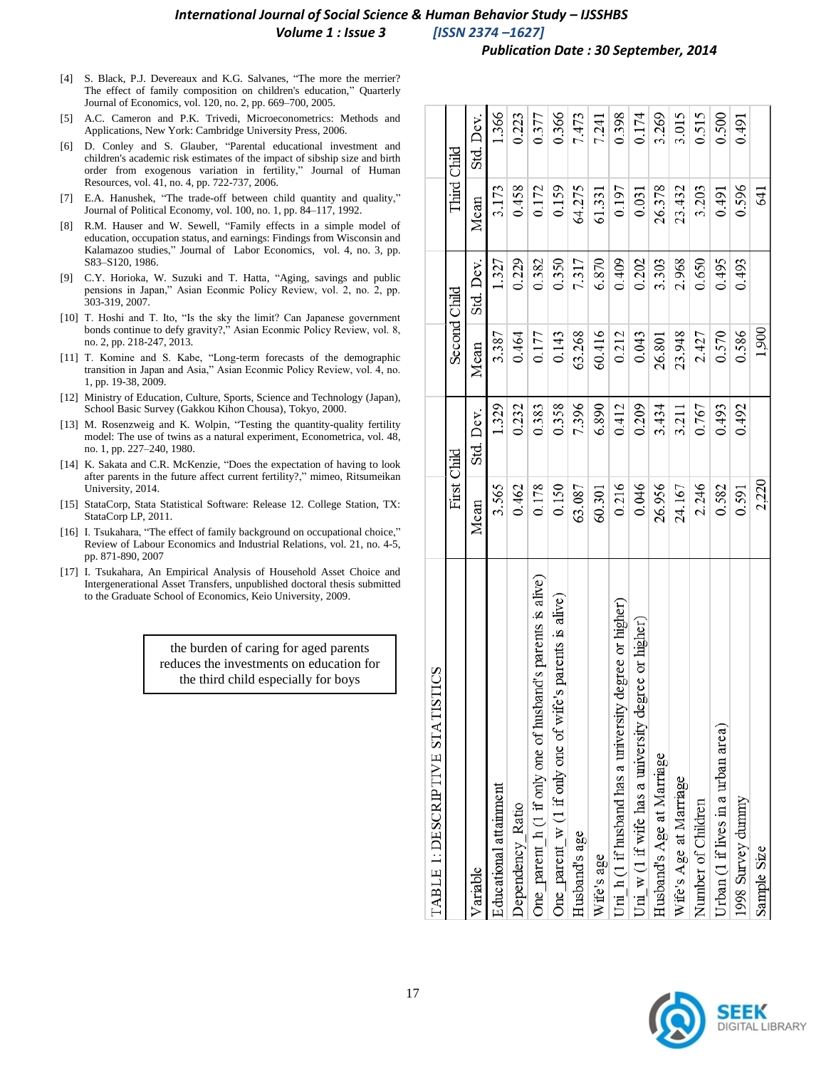[4] S. Black, P.J. Devereaux and K.G. Salvanes, "The more the merrier? The effect of family composition on children's education," Quarterly Journal of Economics, vol. 120, no. 2, pp. 669–700, 2005.

[5] A.C. Cameron and P.K. Trivedi, Microeconometrics: Methods and Applications, New York: Cambridge University Press, 2006.

[6] D. Conley and S. Glauber, "Parental educational investment and children's academic risk estimates of the impact of sibship size and birth order from exogenous variation in fertility," Journal of Human Resources, vol. 41, no. 4, pp. 722-737, 2006.

[7] E.A. Hanushek, "The trade-off between child quantity and quality," Journal of Political Economy, vol. 100, no. 1, pp. 84–117, 1992.

[8] R.M. Hauser and W. Sewell, "Family effects in a simple model of education, occupation status, and earnings: Findings from Wisconsin and Kalamazoo studies," Journal of Labor Economics, vol. 4, no. 3, pp. S83–S120, 1986.

[9] C.Y. Horioka, W. Suzuki and T. Hatta, "Aging, savings and public pensions in Japan," Asian Econmic Policy Review, vol. 2, no. 2, pp. 303-319, 2007.

[10] T. Hoshi and T. Ito, "Is the sky the limit? Can Japanese government bonds continue to defy gravity?," Asian Econmic Policy Review, vol. 8, no. 2, pp. 218-247, 2013.

[11] T. Komine and S. Kabe, "Long-term forecasts of the demographic transition in Japan and Asia," Asian Econmic Policy Review, vol. 4, no. 1, pp. 19-38, 2009.

[12] Ministry of Education, Culture, Sports, Science and Technology (Japan), School Basic Survey (Gakkou Kihon Chousa), Tokyo, 2000.

[13] M. Rosenzweig and K. Wolpin, "Testing the quantity-quality fertility model: The use of twins as a natural experiment, Econometrica, vol. 48, no. 1, pp. 227–240, 1980.

[14] K. Sakata and C.R. McKenzie, "Does the expectation of having to look after parents in the future affect current fertility?," mimeo, Ritsumeikan University, 2014.

[15] StataCorp, Stata Statistical Software: Release 12. College Station, TX: StataCorp LP, 2011.

[16] I. Tsukahara, "The effect of family background on occupational choice," Review of Labour Economics and Industrial Relations, vol. 21, no. 4-5, pp. 871-890, 2007

[17] I. Tsukahara, An Empirical Analysis of Household Asset Choice and Intergenerational Asset Transfers, unpublished doctoral thesis submitted to the Graduate School of Economics, Keio University, 2009.

the burden of caring for aged parents reduces the investments on education for the third child especially for boys

TABLE 1: DESCRIPTIVE STATISTICS

| Variable | First Child | | Second Child | | Third Child | |
|---|---|---|---|---|---|---|
| | Mean | Std. Dev. | Mean | Std. Dev. | Mean | Std. Dev. |
| Educational attainment | 3.565 | 1.329 | 3.387 | 1.327 | 3.173 | 1.366 |
| Dependency_Ratio | 0.462 | 0.232 | 0.464 | 0.229 | 0.458 | 0.223 |
| One_parent_h (1 if only one of husband's parents is alive) | 0.178 | 0.383 | 0.177 | 0.382 | 0.172 | 0.377 |
| One_parent_w (1 if only one of wife's parents is alive) | 0.150 | 0.358 | 0.143 | 0.350 | 0.159 | 0.366 |
| Husband's age | 63.087 | 7.396 | 63.268 | 7.317 | 64.275 | 7.473 |
| Wife's age | 60.301 | 6.890 | 60.416 | 6.870 | 61.331 | 7.241 |
| Uni_h (1 if husband has a university degree or higher) | 0.216 | 0.412 | 0.212 | 0.409 | 0.197 | 0.398 |
| Uni_w (1 if wife has a university degree or higher) | 0.046 | 0.209 | 0.043 | 0.202 | 0.031 | 0.174 |
| Husband's Age at Marriage | 26.956 | 3.434 | 26.801 | 3.303 | 26.378 | 3.269 |
| Wife's Age at Marriage | 24.167 | 3.211 | 23.948 | 2.968 | 23.432 | 3.015 |
| Number of Children | 2.246 | 0.767 | 2.427 | 0.650 | 3.203 | 0.515 |
| Urban (1 if lives in a urban area) | 0.582 | 0.493 | 0.570 | 0.495 | 0.491 | 0.500 |
| 1998 Survey dummy | 0.591 | 0.492 | 0.586 | 0.493 | 0.596 | 0.491 |
| Sample Size | 2,220 | | 1,900 | | 641 | |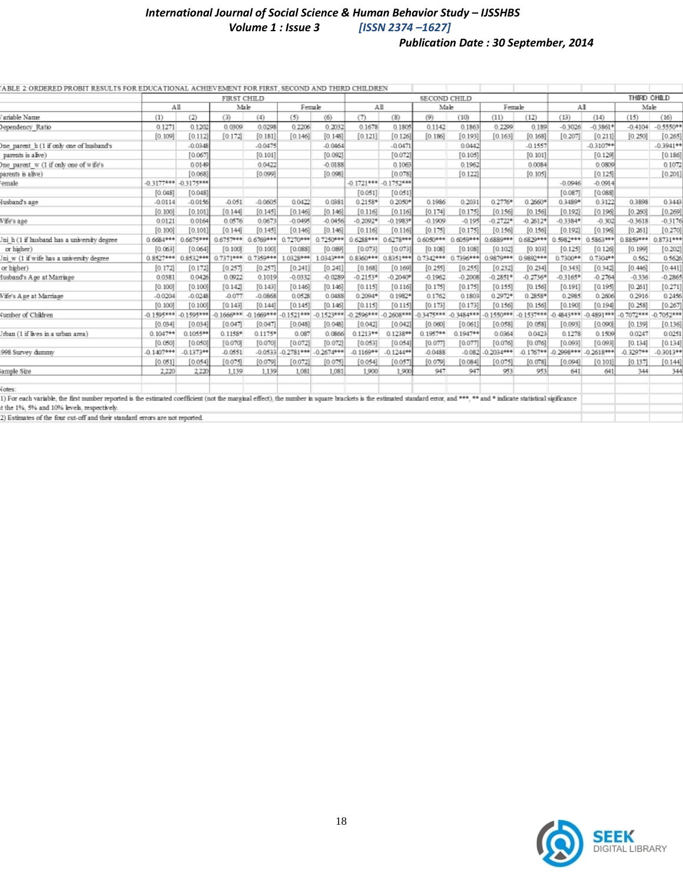TABLE 2 ORDERED PROBIT RESULTS FOR EDUCATIONAL ACHIEVEMENT FOR FIRST, SECOND AND THIRD CHILDREN

| | FIRST CHILD | | | | | | SECOND CHILD | | | | | | THIRD CHILD | | | |
|---|---|---|---|---|---|---|---|---|---|---|---|---|---|---|---|---|
| | All | | Male | | Female | | All | | Male | | Female | | All | | Male | |
| Variable Name | (1) | (2) | (3) | (4) | (5) | (6) | (7) | (8) | (9) | (10) | (11) | (12) | (13) | (14) | (15) | (16) |
| Dependency_Ratio | 0.1271 | 0.1202 | 0.0309 | 0.0298 | 0.2206 | 0.2032 | 0.1678 | 0.1805 | 0.1142 | 0.1863 | 0.2299 | 0.189 | -0.3026 | -0.3861* | -0.4104 | -0.5550** |
| | [0.109] | [0.112] | [0.172] | [0.181] | [0.146] | [0.148] | [0.121] | [0.126] | [0.186] | [0.193] | [0.163] | [0.168] | [0.207] | [0.211] | [0.250] | [0.265] |
| One_parent_h (1 if only one of husband's | | -0.0348 | | -0.0475 | | -0.0464 | | -0.0471 | | 0.0442 | | -0.1557 | | -0.3107** | | -0.3941** |
| parents is alive) | | [0.067] | | [0.101] | | [0.092] | | [0.072] | | [0.105] | | [0.101] | | [0.129] | | [0.186] |
| One_parent_w (1 if only one of wife's | | 0.0149 | | 0.0422 | | -0.0188 | | 0.1063 | | 0.1962 | | 0.0084 | | 0.0809 | | 0.1072 |
| parents is alive) | | [0.068] | | [0.099] | | [0.098] | | [0.078] | | [0.122] | | [0.105] | | [0.125] | | [0.201] |
| Female | -0.3177*** | -0.3175*** | | | | | -0.1721*** | -0.1752*** | | | | | -0.0946 | -0.0914 | | |
| | [0.048] | [0.048] | | | | | [0.051] | [0.051] | | | | | [0.087] | [0.088] | | |
| Husband's age | -0.0114 | -0.0156 | -0.051 | -0.0605 | 0.0422 | 0.0381 | 0.2158* | 0.2050* | 0.1986 | 0.2031 | 0.2776* | 0.2660* | 0.3489* | 0.3122 | 0.3898 | 0.3443 |
| | [0.100] | [0.101] | [0.144] | [0.145] | [0.146] | [0.146] | [0.116] | [0.116] | [0.174] | [0.175] | [0.156] | [0.156] | [0.192] | [0.196] | [0.260] | [0.269] |
| Wife's age | 0.0121 | 0.0164 | 0.0576 | 0.0673 | -0.0495 | -0.0456 | -0.2092* | -0.1983* | -0.1909 | -0.195 | -0.2722* | -0.2612* | -0.3384* | -0.302 | -0.3618 | -0.3176 |
| | [0.100] | [0.101] | [0.144] | [0.145] | [0.146] | [0.146] | [0.116] | [0.116] | [0.175] | [0.175] | [0.156] | [0.156] | [0.192] | [0.196] | [0.261] | [0.270] |
| Uni_h (1 if husband has a university degree | 0.6684*** | 0.6675*** | 0.6757*** | 0.6769*** | 0.7270*** | 0.7250*** | 0.6288*** | 0.6278*** | 0.6050*** | 0.6059*** | 0.6889*** | 0.6829*** | 0.5982*** | 0.5863*** | 0.8859*** | 0.8731*** |
| or higher) | [0.063] | [0.064] | [0.100] | [0.100] | [0.088] | [0.089] | [0.073] | [0.073] | [0.108] | [0.108] | [0.102] | [0.103] | [0.125] | [0.126] | [0.199] | [0.202] |
| Uni_w (1 if wife has a university degree | 0.8527*** | 0.8532*** | 0.7371*** | 0.7359*** | 1.0328*** | 1.0343*** | 0.8360*** | 0.8351*** | 0.7342*** | 0.7396*** | 0.9879*** | 0.9892*** | 0.7300** | 0.7304** | 0.562 | 0.5626 |
| or higher) | [0.172] | [0.172] | [0.257] | [0.257] | [0.241] | [0.241] | [0.168] | [0.169] | [0.255] | [0.255] | [0.232] | [0.234] | [0.343] | [0.342] | [0.446] | [0.441] |
| Husband's Age at Marriage | 0.0381 | 0.0426 | 0.0922 | 0.1019 | -0.0332 | -0.0289 | -0.2153* | -0.2040* | -0.1962 | -0.2008 | -0.2851* | -0.2736* | -0.3165* | -0.2764 | -0.336 | -0.2865 |
| | [0.100] | [0.100] | [0.142] | [0.143] | [0.146] | [0.146] | [0.115] | [0.116] | [0.175] | [0.175] | [0.155] | [0.156] | [0.191] | [0.195] | [0.261] | [0.271] |
| Wife's Age at Marriage | -0.0204 | -0.0248 | -0.077 | -0.0868 | 0.0528 | 0.0488 | 0.2094* | 0.1982* | 0.1762 | 0.1803 | 0.2972* | 0.2858* | 0.2985 | 0.2606 | 0.2916 | 0.2456 |
| | [0.100] | [0.100] | [0.143] | [0.144] | [0.145] | [0.146] | [0.115] | [0.115] | [0.173] | [0.173] | [0.156] | [0.156] | [0.190] | [0.194] | [0.258] | [0.267] |
| Number of Children | -0.1595*** | -0.1595*** | -0.1666*** | -0.1669*** | -0.1521*** | -0.1523*** | -0.2596*** | -0.2608*** | -0.3475*** | -0.3484*** | -0.1550*** | -0.1537*** | -0.4843*** | -0.4891*** | -0.7072*** | -0.7052*** |
| | [0.034] | [0.034] | [0.047] | [0.047] | [0.048] | [0.048] | [0.042] | [0.042] | [0.060] | [0.061] | [0.058] | [0.058] | [0.093] | [0.090] | [0.139] | [0.136] |
| Urban (1 if lives in a urban area) | 0.1047** | 0.1055** | 0.1158* | 0.1175* | 0.087 | 0.0866 | 0.1213** | 0.1238** | 0.1957** | 0.1947** | 0.0364 | 0.0423 | 0.1278 | 0.1509 | 0.0247 | 0.0251 |
| | [0.050] | [0.050] | [0.070] | [0.070] | [0.072] | [0.072] | [0.053] | [0.054] | [0.077] | [0.077] | [0.076] | [0.076] | [0.093] | [0.093] | [0.134] | [0.134] |
| 1998 Survey dummy | -0.1407*** | -0.1373** | -0.0551 | -0.0533 | -0.2781*** | -0.2674*** | -0.1169** | -0.1244** | -0.0488 | -0.082 | -0.2034*** | -0.1767** | -0.2998*** | -0.2618*** | -0.3297** | -0.3013** |
| | [0.051] | [0.054] | [0.075] | [0.079] | [0.072] | [0.075] | [0.054] | [0.057] | [0.079] | [0.084] | [0.075] | [0.078] | [0.094] | [0.101] | [0.137] | [0.144] |
| Sample Size | 2,220 | 2,220 | 1,139 | 1,139 | 1,081 | 1,081 | 1,900 | 1,900 | 947 | 947 | 953 | 953 | 641 | 641 | 344 | 344 |

Notes:

1) For each variable, the first number reported is the estimated coefficient (not the marginal effect), the number in square brackets is the estimated standard error, and ***, ** and * indicate statistical significance at the 1%, 5% and 10% levels, respectively.

2) Estimates of the four cut-off and their standard errors are not reported.